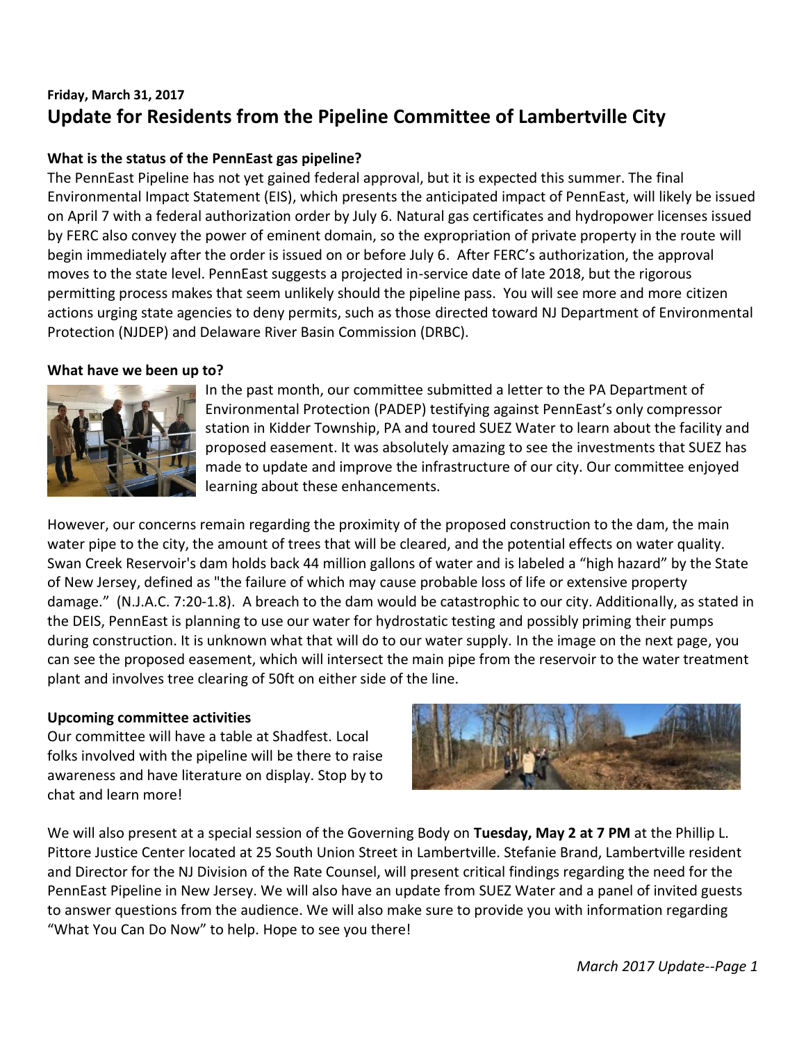**Friday, March 31, 2017**

# Update for Residents from the Pipeline Committee of Lambertville City

**What is the status of the PennEast gas pipeline?**

The PennEast Pipeline has not yet gained federal approval, but it is expected this summer. The final Environmental Impact Statement (EIS), which presents the anticipated impact of PennEast, will likely be issued on April 7 with a federal authorization order by July 6. Natural gas certificates and hydropower licenses issued by FERC also convey the power of eminent domain, so the expropriation of private property in the route will begin immediately after the order is issued on or before July 6. After FERC's authorization, the approval moves to the state level. PennEast suggests a projected in-service date of late 2018, but the rigorous permitting process makes that seem unlikely should the pipeline pass. You will see more and more citizen actions urging state agencies to deny permits, such as those directed toward NJ Department of Environmental Protection (NJDEP) and Delaware River Basin Commission (DRBC).

**What have we been up to?**

In the past month, our committee submitted a letter to the PA Department of Environmental Protection (PADEP) testifying against PennEast's only compressor station in Kidder Township, PA and toured SUEZ Water to learn about the facility and proposed easement. It was absolutely amazing to see the investments that SUEZ has made to update and improve the infrastructure of our city. Our committee enjoyed learning about these enhancements.

However, our concerns remain regarding the proximity of the proposed construction to the dam, the main water pipe to the city, the amount of trees that will be cleared, and the potential effects on water quality. Swan Creek Reservoir's dam holds back 44 million gallons of water and is labeled a "high hazard" by the State of New Jersey, defined as "the failure of which may cause probable loss of life or extensive property damage." (N.J.A.C. 7:20-1.8). A breach to the dam would be catastrophic to our city. Additionally, as stated in the DEIS, PennEast is planning to use our water for hydrostatic testing and possibly priming their pumps during construction. It is unknown what that will do to our water supply. In the image on the next page, you can see the proposed easement, which will intersect the main pipe from the reservoir to the water treatment plant and involves tree clearing of 50ft on either side of the line.

**Upcoming committee activities**

Our committee will have a table at Shadfest. Local folks involved with the pipeline will be there to raise awareness and have literature on display. Stop by to chat and learn more!

We will also present at a special session of the Governing Body on **Tuesday, May 2 at 7 PM** at the Phillip L. Pittore Justice Center located at 25 South Union Street in Lambertville. Stefanie Brand, Lambertville resident and Director for the NJ Division of the Rate Counsel, will present critical findings regarding the need for the PennEast Pipeline in New Jersey. We will also have an update from SUEZ Water and a panel of invited guests to answer questions from the audience. We will also make sure to provide you with information regarding "What You Can Do Now" to help. Hope to see you there!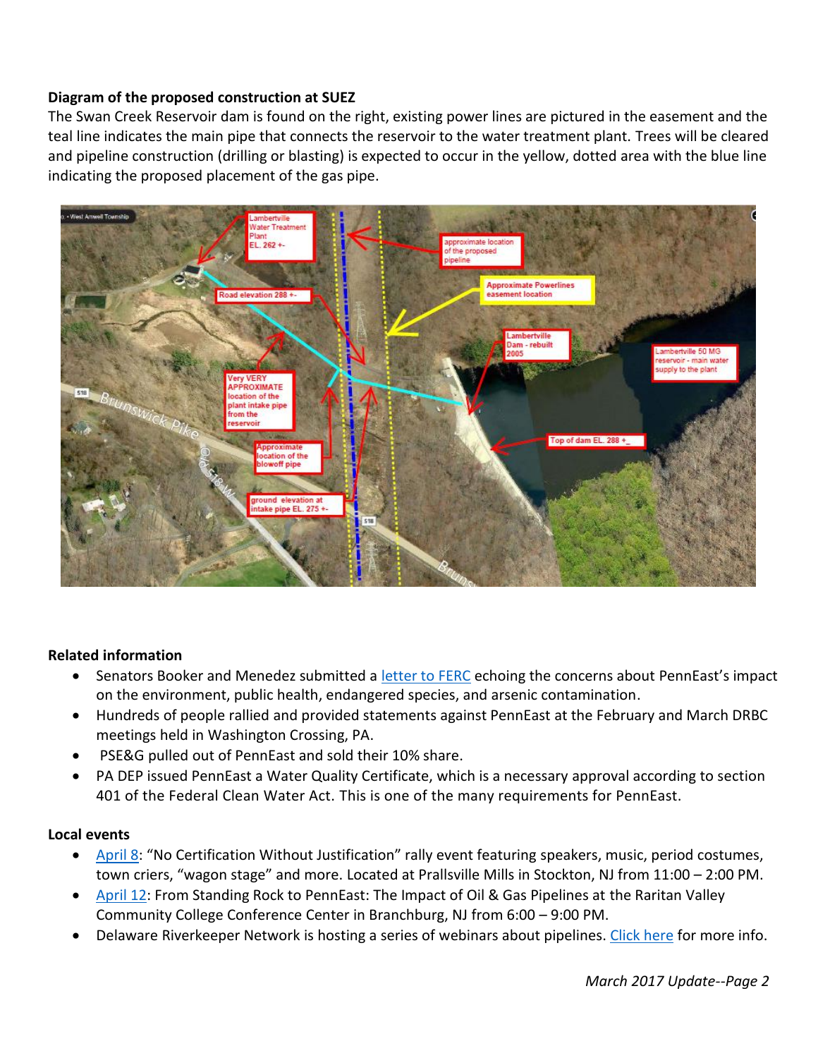**Diagram of the proposed construction at SUEZ**

The Swan Creek Reservoir dam is found on the right, existing power lines are pictured in the easement and the teal line indicates the main pipe that connects the reservoir to the water treatment plant. Trees will be cleared and pipeline construction (drilling or blasting) is expected to occur in the yellow, dotted area with the blue line indicating the proposed placement of the gas pipe.

Lambertville Water Treatment Plant EL. 262 +-

approximate location of the proposed pipeline

Approximate Powerlines easement location

Road elevation 288 +-

Lambertville Dam - rebuilt 2005

Lambertville 50 MG reservoir - main water supply to the plant

Very VERY APPROXIMATE location of the plant intake pipe from the reservoir

Top of dam EL. 288 +_

Approximate location of the blowoff pipe

ground elevation at intake pipe EL. 275 +-

**Related information**

- Senators Booker and Menedez submitted a letter to FERC echoing the concerns about PennEast's impact on the environment, public health, endangered species, and arsenic contamination.
- Hundreds of people rallied and provided statements against PennEast at the February and March DRBC meetings held in Washington Crossing, PA.
- PSE&G pulled out of PennEast and sold their 10% share.
- PA DEP issued PennEast a Water Quality Certificate, which is a necessary approval according to section 401 of the Federal Clean Water Act. This is one of the many requirements for PennEast.

**Local events**

- April 8: "No Certification Without Justification" rally event featuring speakers, music, period costumes, town criers, "wagon stage" and more. Located at Prallsville Mills in Stockton, NJ from 11:00 – 2:00 PM.
- April 12: From Standing Rock to PennEast: The Impact of Oil & Gas Pipelines at the Raritan Valley Community College Conference Center in Branchburg, NJ from 6:00 – 9:00 PM.
- Delaware Riverkeeper Network is hosting a series of webinars about pipelines. Click here for more info.